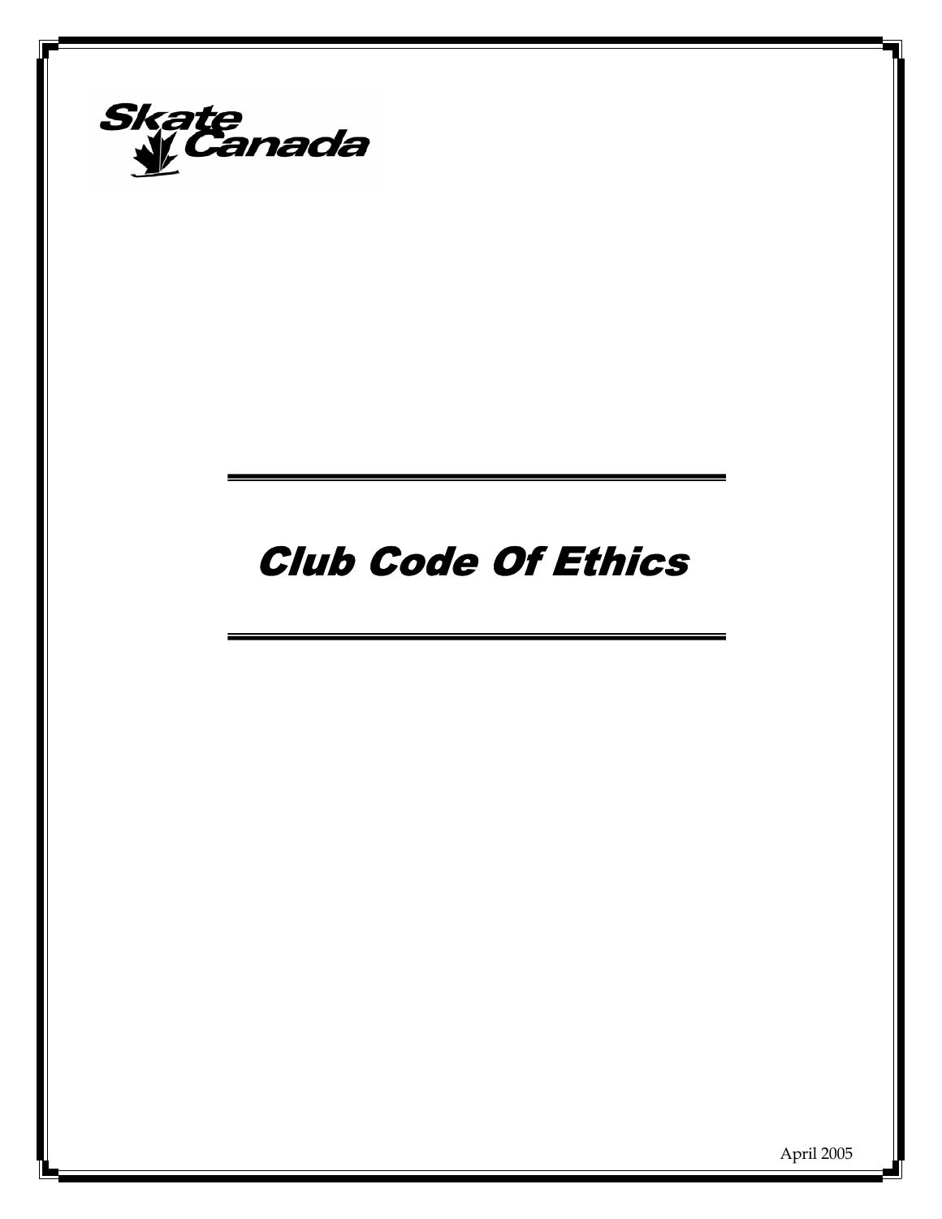Skate Canada

# Club Code Of Ethics

April 2005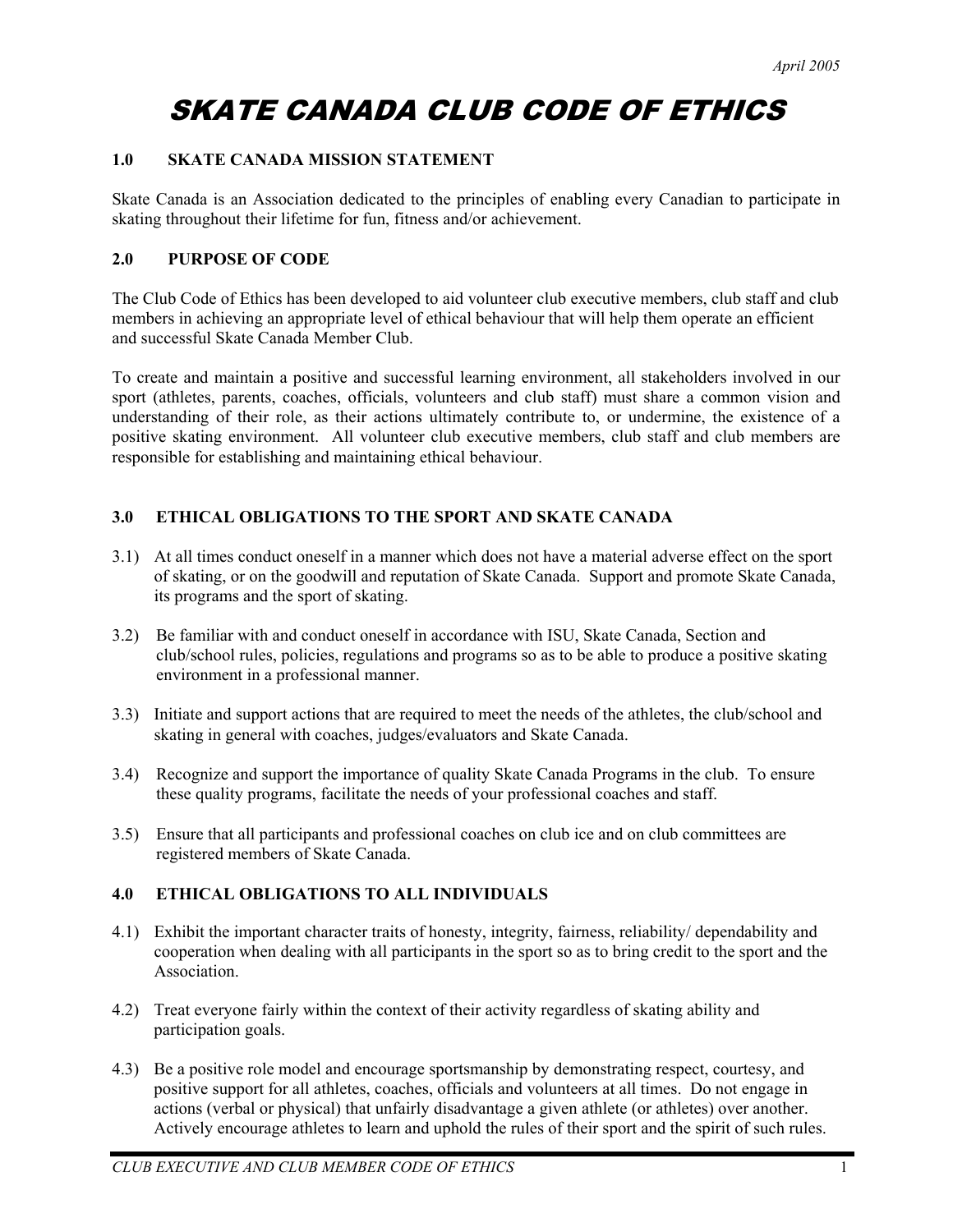April 2005

# SKATE CANADA CLUB CODE OF ETHICS

## 1.0 SKATE CANADA MISSION STATEMENT

Skate Canada is an Association dedicated to the principles of enabling every Canadian to participate in skating throughout their lifetime for fun, fitness and/or achievement.

## 2.0 PURPOSE OF CODE

The Club Code of Ethics has been developed to aid volunteer club executive members, club staff and club members in achieving an appropriate level of ethical behaviour that will help them operate an efficient and successful Skate Canada Member Club.

To create and maintain a positive and successful learning environment, all stakeholders involved in our sport (athletes, parents, coaches, officials, volunteers and club staff) must share a common vision and understanding of their role, as their actions ultimately contribute to, or undermine, the existence of a positive skating environment. All volunteer club executive members, club staff and club members are responsible for establishing and maintaining ethical behaviour.

## 3.0 ETHICAL OBLIGATIONS TO THE SPORT AND SKATE CANADA

3.1) At all times conduct oneself in a manner which does not have a material adverse effect on the sport of skating, or on the goodwill and reputation of Skate Canada. Support and promote Skate Canada, its programs and the sport of skating.

3.2) Be familiar with and conduct oneself in accordance with ISU, Skate Canada, Section and club/school rules, policies, regulations and programs so as to be able to produce a positive skating environment in a professional manner.

3.3) Initiate and support actions that are required to meet the needs of the athletes, the club/school and skating in general with coaches, judges/evaluators and Skate Canada.

3.4) Recognize and support the importance of quality Skate Canada Programs in the club. To ensure these quality programs, facilitate the needs of your professional coaches and staff.

3.5) Ensure that all participants and professional coaches on club ice and on club committees are registered members of Skate Canada.

## 4.0 ETHICAL OBLIGATIONS TO ALL INDIVIDUALS

4.1) Exhibit the important character traits of honesty, integrity, fairness, reliability/ dependability and cooperation when dealing with all participants in the sport so as to bring credit to the sport and the Association.

4.2) Treat everyone fairly within the context of their activity regardless of skating ability and participation goals.

4.3) Be a positive role model and encourage sportsmanship by demonstrating respect, courtesy, and positive support for all athletes, coaches, officials and volunteers at all times. Do not engage in actions (verbal or physical) that unfairly disadvantage a given athlete (or athletes) over another. Actively encourage athletes to learn and uphold the rules of their sport and the spirit of such rules.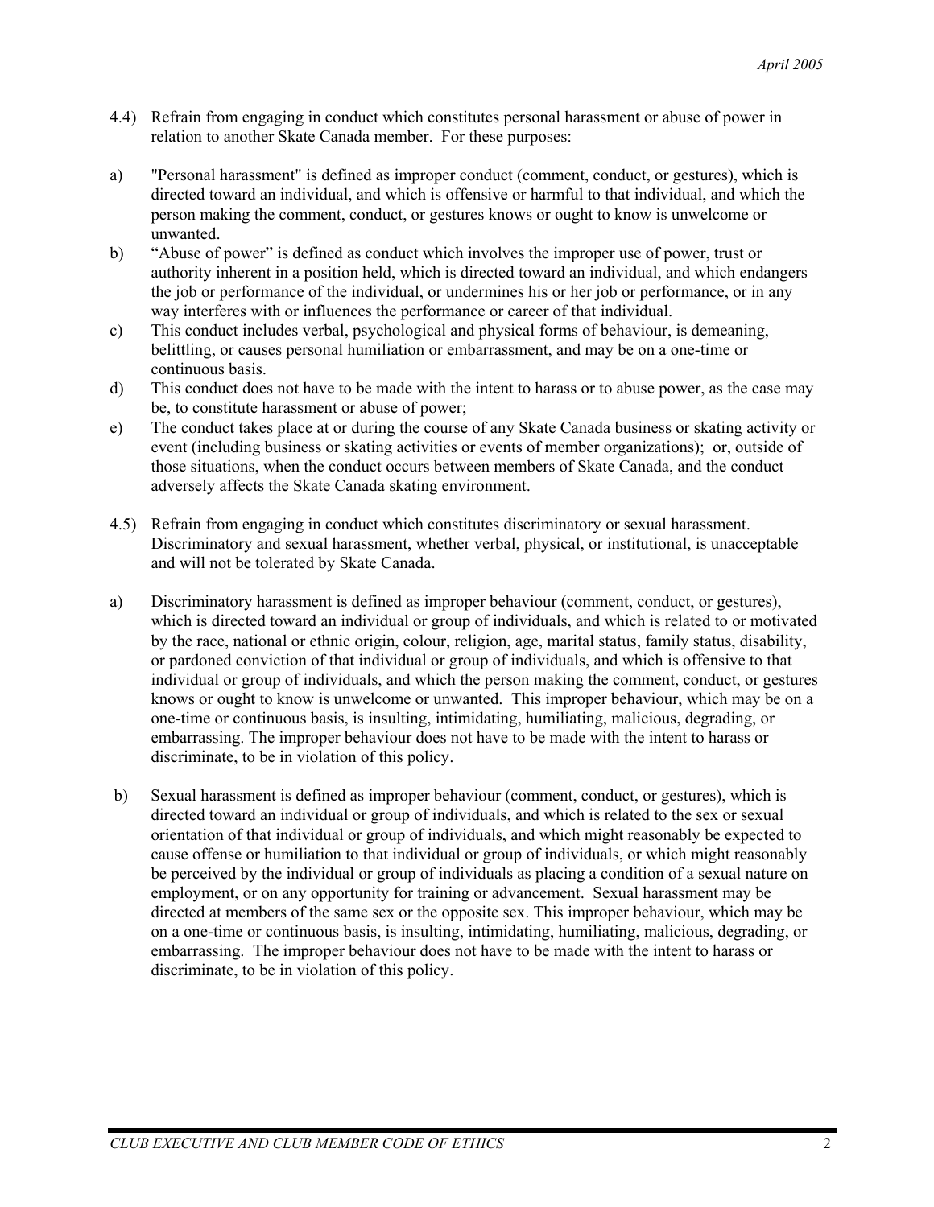4.4) Refrain from engaging in conduct which constitutes personal harassment or abuse of power in relation to another Skate Canada member. For these purposes:

a) "Personal harassment" is defined as improper conduct (comment, conduct, or gestures), which is directed toward an individual, and which is offensive or harmful to that individual, and which the person making the comment, conduct, or gestures knows or ought to know is unwelcome or unwanted.

b) "Abuse of power" is defined as conduct which involves the improper use of power, trust or authority inherent in a position held, which is directed toward an individual, and which endangers the job or performance of the individual, or undermines his or her job or performance, or in any way interferes with or influences the performance or career of that individual.

c) This conduct includes verbal, psychological and physical forms of behaviour, is demeaning, belittling, or causes personal humiliation or embarrassment, and may be on a one-time or continuous basis.

d) This conduct does not have to be made with the intent to harass or to abuse power, as the case may be, to constitute harassment or abuse of power;

e) The conduct takes place at or during the course of any Skate Canada business or skating activity or event (including business or skating activities or events of member organizations); or, outside of those situations, when the conduct occurs between members of Skate Canada, and the conduct adversely affects the Skate Canada skating environment.

4.5) Refrain from engaging in conduct which constitutes discriminatory or sexual harassment. Discriminatory and sexual harassment, whether verbal, physical, or institutional, is unacceptable and will not be tolerated by Skate Canada.

a) Discriminatory harassment is defined as improper behaviour (comment, conduct, or gestures), which is directed toward an individual or group of individuals, and which is related to or motivated by the race, national or ethnic origin, colour, religion, age, marital status, family status, disability, or pardoned conviction of that individual or group of individuals, and which is offensive to that individual or group of individuals, and which the person making the comment, conduct, or gestures knows or ought to know is unwelcome or unwanted. This improper behaviour, which may be on a one-time or continuous basis, is insulting, intimidating, humiliating, malicious, degrading, or embarrassing. The improper behaviour does not have to be made with the intent to harass or discriminate, to be in violation of this policy.

b) Sexual harassment is defined as improper behaviour (comment, conduct, or gestures), which is directed toward an individual or group of individuals, and which is related to the sex or sexual orientation of that individual or group of individuals, and which might reasonably be expected to cause offense or humiliation to that individual or group of individuals, or which might reasonably be perceived by the individual or group of individuals as placing a condition of a sexual nature on employment, or on any opportunity for training or advancement. Sexual harassment may be directed at members of the same sex or the opposite sex. This improper behaviour, which may be on a one-time or continuous basis, is insulting, intimidating, humiliating, malicious, degrading, or embarrassing. The improper behaviour does not have to be made with the intent to harass or discriminate, to be in violation of this policy.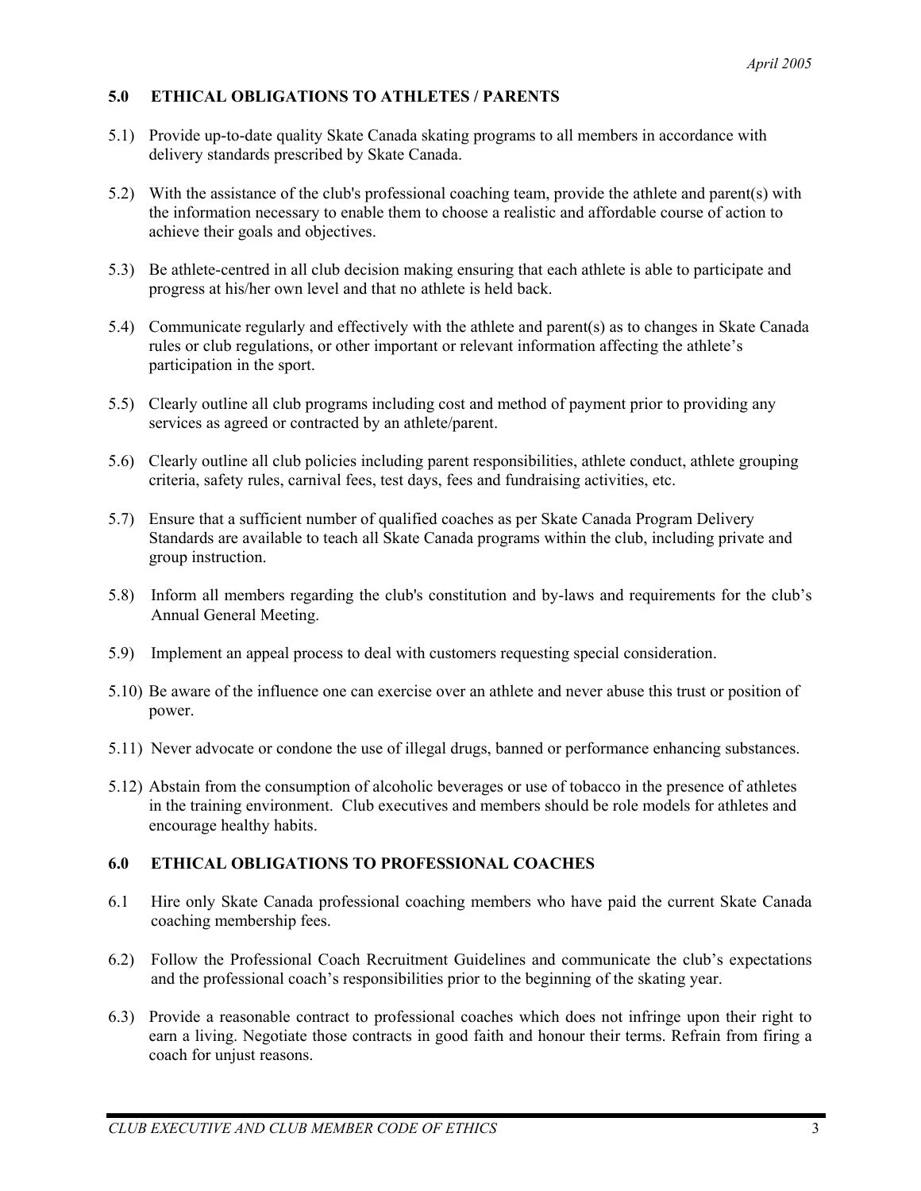## 5.0 ETHICAL OBLIGATIONS TO ATHLETES / PARENTS

5.1) Provide up-to-date quality Skate Canada skating programs to all members in accordance with delivery standards prescribed by Skate Canada.

5.2) With the assistance of the club's professional coaching team, provide the athlete and parent(s) with the information necessary to enable them to choose a realistic and affordable course of action to achieve their goals and objectives.

5.3) Be athlete-centred in all club decision making ensuring that each athlete is able to participate and progress at his/her own level and that no athlete is held back.

5.4) Communicate regularly and effectively with the athlete and parent(s) as to changes in Skate Canada rules or club regulations, or other important or relevant information affecting the athlete's participation in the sport.

5.5) Clearly outline all club programs including cost and method of payment prior to providing any services as agreed or contracted by an athlete/parent.

5.6) Clearly outline all club policies including parent responsibilities, athlete conduct, athlete grouping criteria, safety rules, carnival fees, test days, fees and fundraising activities, etc.

5.7) Ensure that a sufficient number of qualified coaches as per Skate Canada Program Delivery Standards are available to teach all Skate Canada programs within the club, including private and group instruction.

5.8) Inform all members regarding the club's constitution and by-laws and requirements for the club's Annual General Meeting.

5.9) Implement an appeal process to deal with customers requesting special consideration.

5.10) Be aware of the influence one can exercise over an athlete and never abuse this trust or position of power.

5.11) Never advocate or condone the use of illegal drugs, banned or performance enhancing substances.

5.12) Abstain from the consumption of alcoholic beverages or use of tobacco in the presence of athletes in the training environment. Club executives and members should be role models for athletes and encourage healthy habits.

## 6.0 ETHICAL OBLIGATIONS TO PROFESSIONAL COACHES

6.1 Hire only Skate Canada professional coaching members who have paid the current Skate Canada coaching membership fees.

6.2) Follow the Professional Coach Recruitment Guidelines and communicate the club's expectations and the professional coach's responsibilities prior to the beginning of the skating year.

6.3) Provide a reasonable contract to professional coaches which does not infringe upon their right to earn a living. Negotiate those contracts in good faith and honour their terms. Refrain from firing a coach for unjust reasons.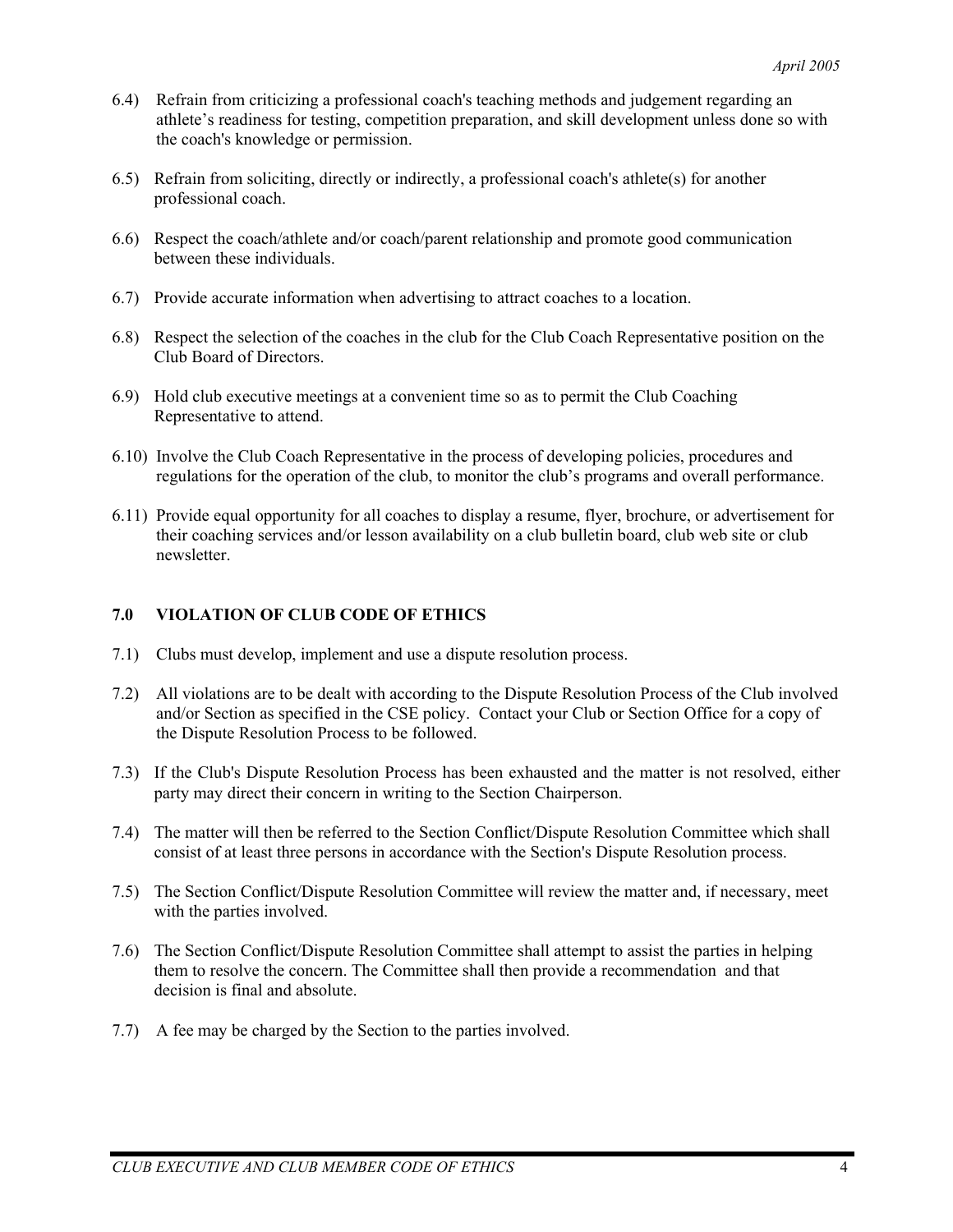6.4) Refrain from criticizing a professional coach's teaching methods and judgement regarding an athlete's readiness for testing, competition preparation, and skill development unless done so with the coach's knowledge or permission.

6.5) Refrain from soliciting, directly or indirectly, a professional coach's athlete(s) for another professional coach.

6.6) Respect the coach/athlete and/or coach/parent relationship and promote good communication between these individuals.

6.7) Provide accurate information when advertising to attract coaches to a location.

6.8) Respect the selection of the coaches in the club for the Club Coach Representative position on the Club Board of Directors.

6.9) Hold club executive meetings at a convenient time so as to permit the Club Coaching Representative to attend.

6.10) Involve the Club Coach Representative in the process of developing policies, procedures and regulations for the operation of the club, to monitor the club's programs and overall performance.

6.11) Provide equal opportunity for all coaches to display a resume, flyer, brochure, or advertisement for their coaching services and/or lesson availability on a club bulletin board, club web site or club newsletter.

## 7.0 VIOLATION OF CLUB CODE OF ETHICS

7.1) Clubs must develop, implement and use a dispute resolution process.

7.2) All violations are to be dealt with according to the Dispute Resolution Process of the Club involved and/or Section as specified in the CSE policy. Contact your Club or Section Office for a copy of the Dispute Resolution Process to be followed.

7.3) If the Club's Dispute Resolution Process has been exhausted and the matter is not resolved, either party may direct their concern in writing to the Section Chairperson.

7.4) The matter will then be referred to the Section Conflict/Dispute Resolution Committee which shall consist of at least three persons in accordance with the Section's Dispute Resolution process.

7.5) The Section Conflict/Dispute Resolution Committee will review the matter and, if necessary, meet with the parties involved.

7.6) The Section Conflict/Dispute Resolution Committee shall attempt to assist the parties in helping them to resolve the concern. The Committee shall then provide a recommendation and that decision is final and absolute.

7.7) A fee may be charged by the Section to the parties involved.